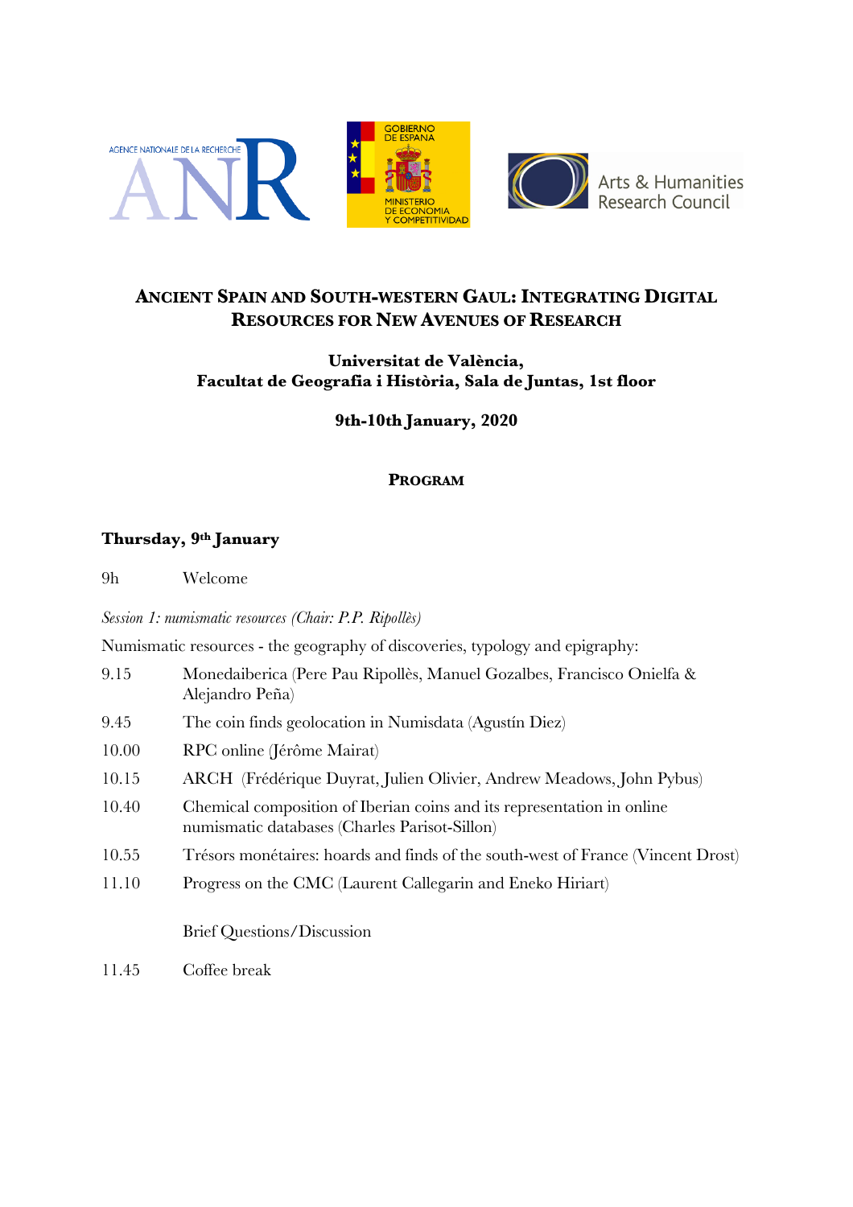# Ancient Spain and South-western Gaul: Integrating Digital Resources for New Avenues of Research

**Universitat de València,**
**Facultat de Geografia i Història, Sala de Juntas, 1st floor**

**9th-10th January, 2020**

## Program

### Thursday, 9th January

9h Welcome

*Session 1: numismatic resources (Chair: P.P. Ripollès)*

Numismatic resources - the geography of discoveries, typology and epigraphy:

| | |
|---|---|
| 9.15 | Monedaiberica (Pere Pau Ripollès, Manuel Gozalbes, Francisco Onielfa & Alejandro Peña) |
| 9.45 | The coin finds geolocation in Numisdata (Agustín Diez) |
| 10.00 | RPC online (Jérôme Mairat) |
| 10.15 | ARCH (Frédérique Duyrat, Julien Olivier, Andrew Meadows, John Pybus) |
| 10.40 | Chemical composition of Iberian coins and its representation in online numismatic databases (Charles Parisot-Sillon) |
| 10.55 | Trésors monétaires: hoards and finds of the south-west of France (Vincent Drost) |
| 11.10 | Progress on the CMC (Laurent Callegarin and Eneko Hiriart) |
| | Brief Questions/Discussion |
| 11.45 | Coffee break |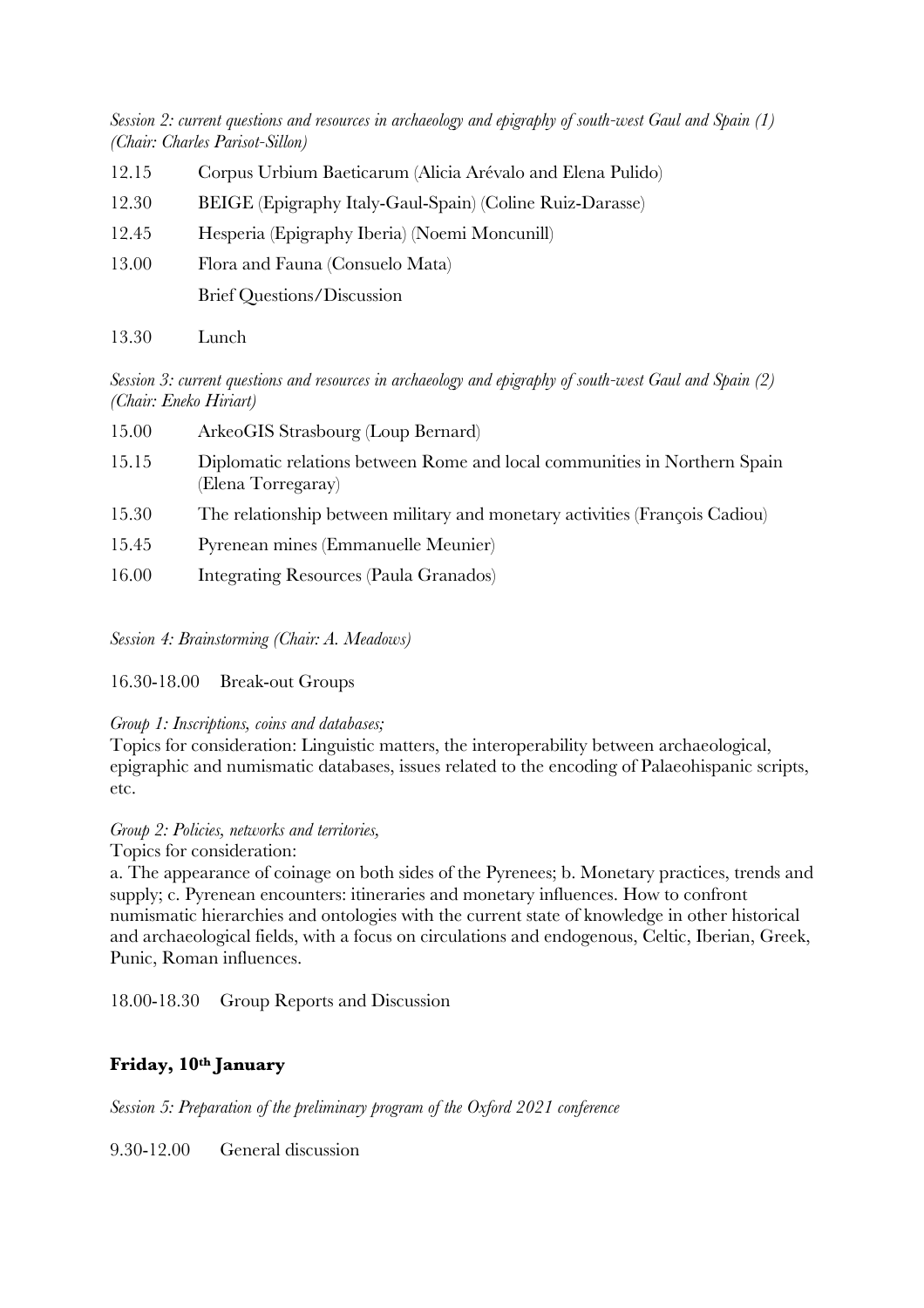*Session 2: current questions and resources in archaeology and epigraphy of south-west Gaul and Spain (1) (Chair: Charles Parisot-Sillon)*

12.15 Corpus Urbium Baeticarum (Alicia Arévalo and Elena Pulido)

12.30 BEIGE (Epigraphy Italy-Gaul-Spain) (Coline Ruiz-Darasse)

12.45 Hesperia (Epigraphy Iberia) (Noemi Moncunill)

13.00 Flora and Fauna (Consuelo Mata)

Brief Questions/Discussion

13.30 Lunch

*Session 3: current questions and resources in archaeology and epigraphy of south-west Gaul and Spain (2) (Chair: Eneko Hiriart)*

15.00 ArkeoGIS Strasbourg (Loup Bernard)

15.15 Diplomatic relations between Rome and local communities in Northern Spain (Elena Torregaray)

15.30 The relationship between military and monetary activities (François Cadiou)

15.45 Pyrenean mines (Emmanuelle Meunier)

16.00 Integrating Resources (Paula Granados)

*Session 4: Brainstorming (Chair: A. Meadows)*

16.30-18.00 Break-out Groups

*Group 1: Inscriptions, coins and databases;*

Topics for consideration: Linguistic matters, the interoperability between archaeological, epigraphic and numismatic databases, issues related to the encoding of Palaeohispanic scripts, etc.

*Group 2: Policies, networks and territories,*

Topics for consideration:

a. The appearance of coinage on both sides of the Pyrenees; b. Monetary practices, trends and supply; c. Pyrenean encounters: itineraries and monetary influences. How to confront numismatic hierarchies and ontologies with the current state of knowledge in other historical and archaeological fields, with a focus on circulations and endogenous, Celtic, Iberian, Greek, Punic, Roman influences.

18.00-18.30 Group Reports and Discussion

## Friday, 10th January

*Session 5: Preparation of the preliminary program of the Oxford 2021 conference*

9.30-12.00 General discussion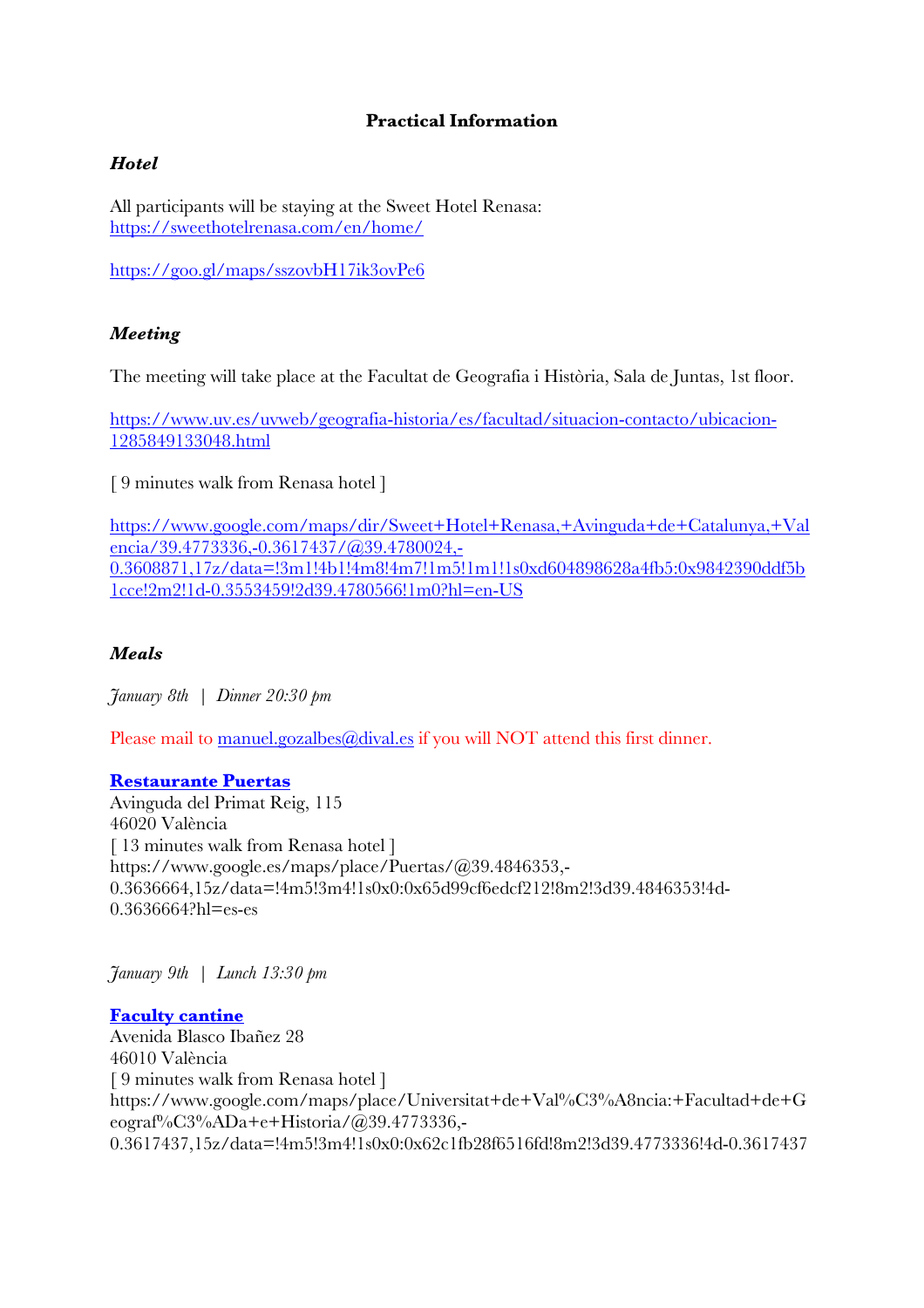**Practical Information**

***Hotel***

All participants will be staying at the Sweet Hotel Renasa:
https://sweethotelrenasa.com/en/home/

https://goo.gl/maps/sszovbH17ik3ovPe6

***Meeting***

The meeting will take place at the Facultat de Geografia i Història, Sala de Juntas, 1st floor.

https://www.uv.es/uvweb/geografia-historia/es/facultad/situacion-contacto/ubicacion-1285849133048.html

[ 9 minutes walk from Renasa hotel ]

https://www.google.com/maps/dir/Sweet+Hotel+Renasa,+Avinguda+de+Catalunya,+Valencia/39.4773336,-0.3617437/@39.4780024,-0.3608871,17z/data=!3m1!4b1!4m8!4m7!1m5!1m1!1s0xd604898628a4fb5:0x9842390ddf5b1cce!2m2!1d-0.3553459!2d39.4780566!1m0?hl=en-US

***Meals***

*January 8th | Dinner 20:30 pm*

Please mail to manuel.gozalbes@dival.es if you will NOT attend this first dinner.

**Restaurante Puertas**
Avinguda del Primat Reig, 115
46020 València
[ 13 minutes walk from Renasa hotel ]
https://www.google.es/maps/place/Puertas/@39.4846353,-0.3636664,15z/data=!4m5!3m4!1s0x0:0x65d99cf6edcf212!8m2!3d39.4846353!4d-0.3636664?hl=es-es

*January 9th | Lunch 13:30 pm*

**Faculty cantine**
Avenida Blasco Ibañez 28
46010 València
[ 9 minutes walk from Renasa hotel ]
https://www.google.com/maps/place/Universitat+de+Val%C3%A8ncia:+Facultad+de+Geograf%C3%ADa+e+Historia/@39.4773336,-0.3617437,15z/data=!4m5!3m4!1s0x0:0x62c1fb28f6516fd!8m2!3d39.4773336!4d-0.3617437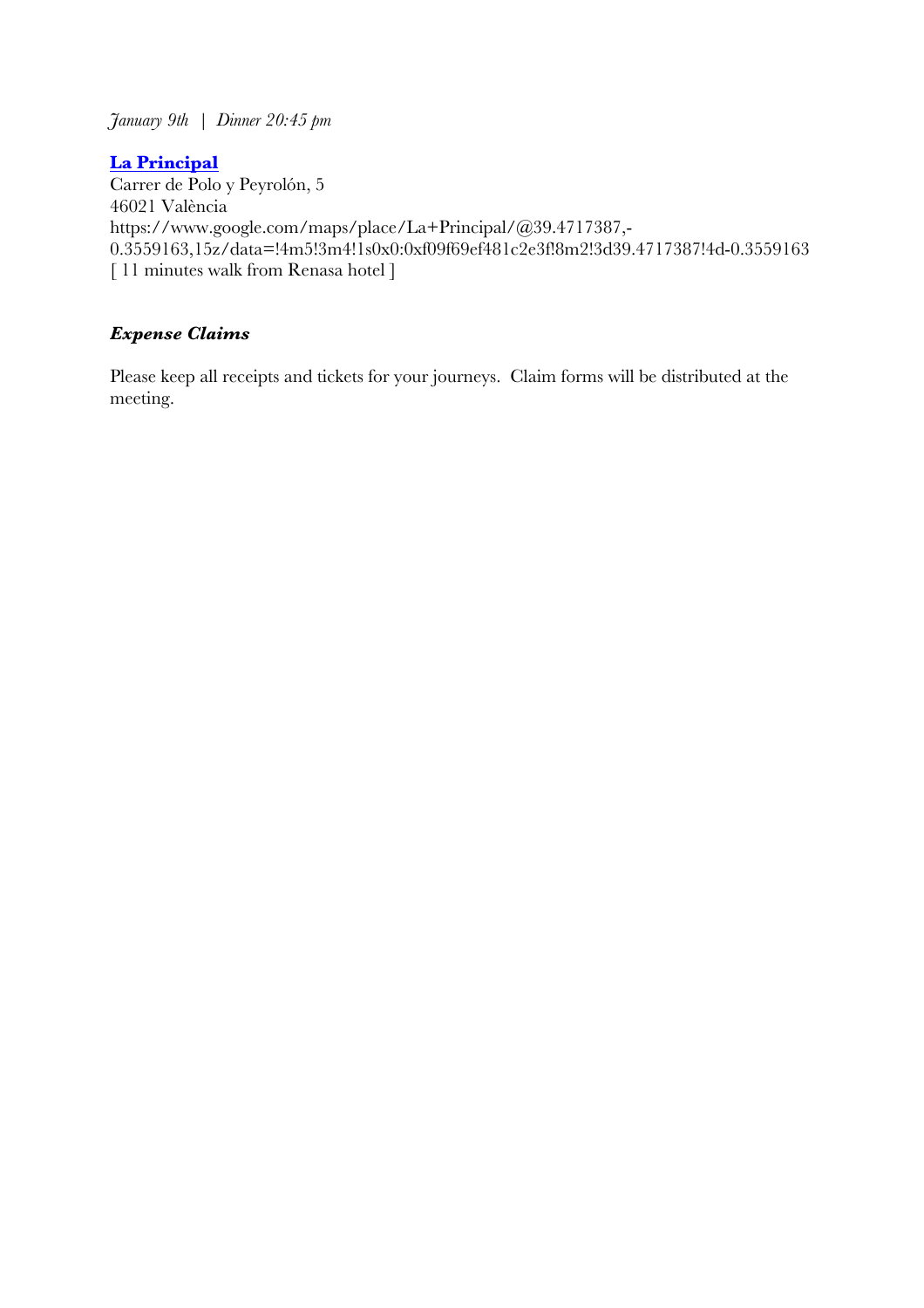*January 9th | Dinner 20:45 pm*

**La Principal**
Carrer de Polo y Peyrolón, 5
46021 València
https://www.google.com/maps/place/La+Principal/@39.4717387,-0.3559163,15z/data=!4m5!3m4!1s0x0:0xf09f69ef481c2e3f!8m2!3d39.4717387!4d-0.3559163
[ 11 minutes walk from Renasa hotel ]

***Expense Claims***

Please keep all receipts and tickets for your journeys. Claim forms will be distributed at the meeting.